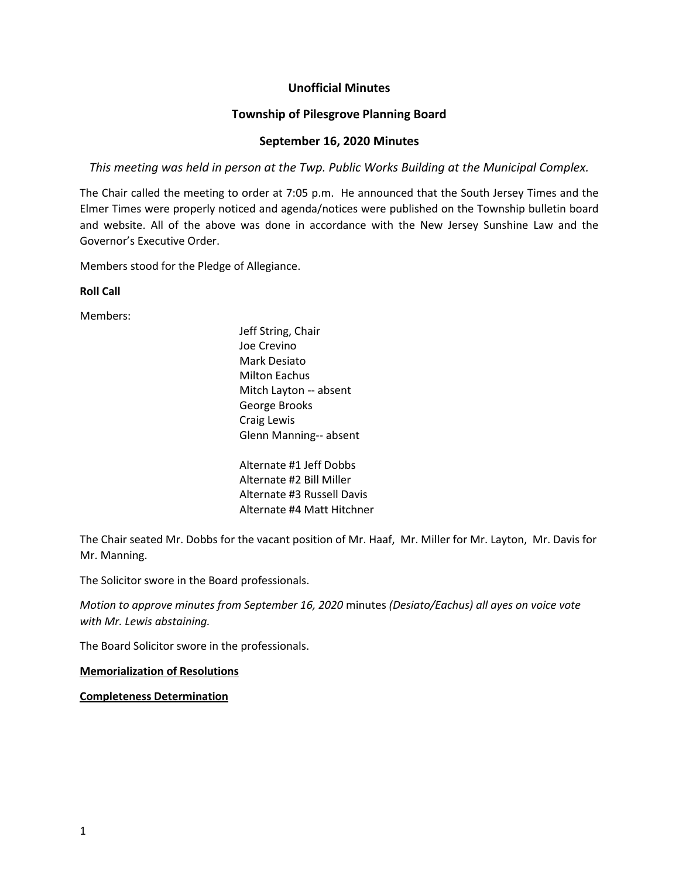**Unofficial Minutes**

**Township of Pilesgrove Planning Board**

**September 16, 2020 Minutes**

*This meeting was held in person at the Twp. Public Works Building at the Municipal Complex.*

The Chair called the meeting to order at 7:05 p.m. He announced that the South Jersey Times and the Elmer Times were properly noticed and agenda/notices were published on the Township bulletin board and website. All of the above was done in accordance with the New Jersey Sunshine Law and the Governor's Executive Order.

Members stood for the Pledge of Allegiance.

**Roll Call**

Members:

Jeff String, Chair
Joe Crevino
Mark Desiato
Milton Eachus
Mitch Layton -- absent
George Brooks
Craig Lewis
Glenn Manning-- absent

Alternate #1 Jeff Dobbs
Alternate #2 Bill Miller
Alternate #3 Russell Davis
Alternate #4 Matt Hitchner

The Chair seated Mr. Dobbs for the vacant position of Mr. Haaf, Mr. Miller for Mr. Layton, Mr. Davis for Mr. Manning.

The Solicitor swore in the Board professionals.

*Motion to approve minutes from September 16, 2020* minutes *(Desiato/Eachus) all ayes on voice vote with Mr. Lewis abstaining.*

The Board Solicitor swore in the professionals.

**Memorialization of Resolutions**

**Completeness Determination**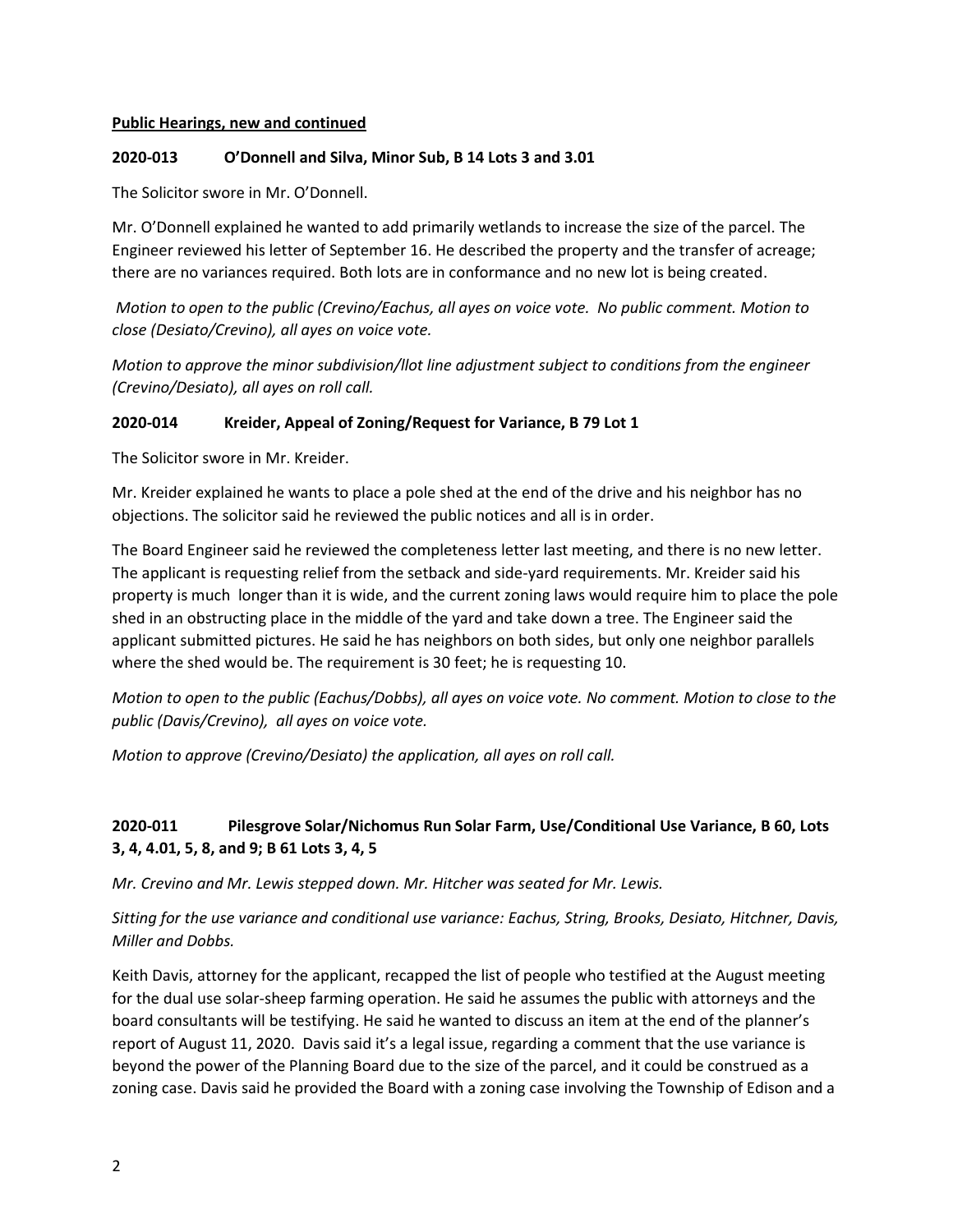**Public Hearings, new and continued**

**2020-013 O'Donnell and Silva, Minor Sub, B 14 Lots 3 and 3.01**

The Solicitor swore in Mr. O'Donnell.

Mr. O'Donnell explained he wanted to add primarily wetlands to increase the size of the parcel. The Engineer reviewed his letter of September 16. He described the property and the transfer of acreage; there are no variances required. Both lots are in conformance and no new lot is being created.

*Motion to open to the public (Crevino/Eachus, all ayes on voice vote. No public comment. Motion to close (Desiato/Crevino), all ayes on voice vote.*

*Motion to approve the minor subdivision/llot line adjustment subject to conditions from the engineer (Crevino/Desiato), all ayes on roll call.*

**2020-014 Kreider, Appeal of Zoning/Request for Variance, B 79 Lot 1**

The Solicitor swore in Mr. Kreider.

Mr. Kreider explained he wants to place a pole shed at the end of the drive and his neighbor has no objections. The solicitor said he reviewed the public notices and all is in order.

The Board Engineer said he reviewed the completeness letter last meeting, and there is no new letter. The applicant is requesting relief from the setback and side-yard requirements. Mr. Kreider said his property is much longer than it is wide, and the current zoning laws would require him to place the pole shed in an obstructing place in the middle of the yard and take down a tree. The Engineer said the applicant submitted pictures. He said he has neighbors on both sides, but only one neighbor parallels where the shed would be. The requirement is 30 feet; he is requesting 10.

*Motion to open to the public (Eachus/Dobbs), all ayes on voice vote. No comment. Motion to close to the public (Davis/Crevino), all ayes on voice vote.*

*Motion to approve (Crevino/Desiato) the application, all ayes on roll call.*

**2020-011 Pilesgrove Solar/Nichomus Run Solar Farm, Use/Conditional Use Variance, B 60, Lots 3, 4, 4.01, 5, 8, and 9; B 61 Lots 3, 4, 5**

*Mr. Crevino and Mr. Lewis stepped down. Mr. Hitcher was seated for Mr. Lewis.*

*Sitting for the use variance and conditional use variance: Eachus, String, Brooks, Desiato, Hitchner, Davis, Miller and Dobbs.*

Keith Davis, attorney for the applicant, recapped the list of people who testified at the August meeting for the dual use solar-sheep farming operation. He said he assumes the public with attorneys and the board consultants will be testifying. He said he wanted to discuss an item at the end of the planner's report of August 11, 2020. Davis said it's a legal issue, regarding a comment that the use variance is beyond the power of the Planning Board due to the size of the parcel, and it could be construed as a zoning case. Davis said he provided the Board with a zoning case involving the Township of Edison and a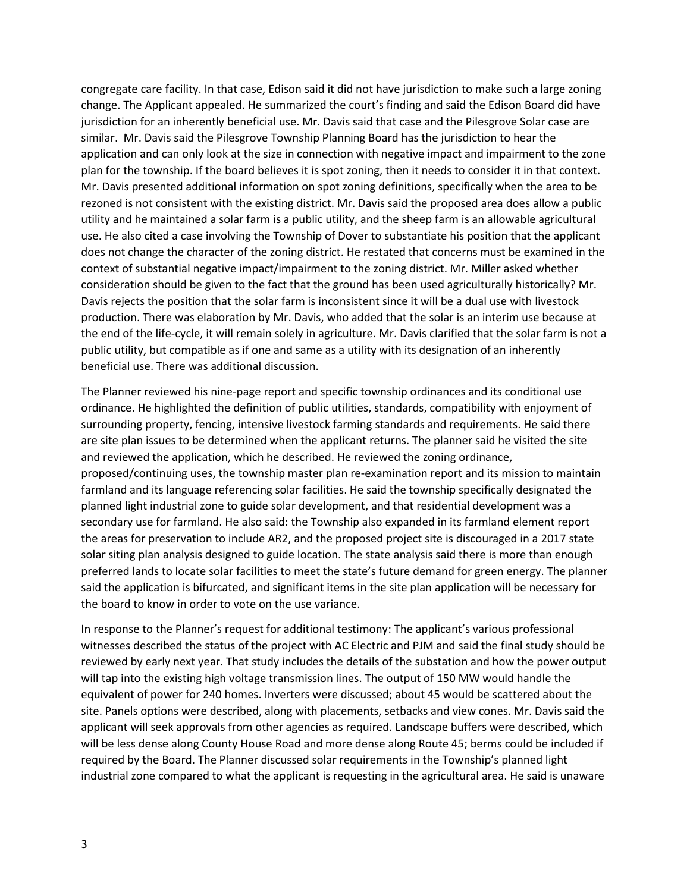congregate care facility. In that case, Edison said it did not have jurisdiction to make such a large zoning change. The Applicant appealed. He summarized the court's finding and said the Edison Board did have jurisdiction for an inherently beneficial use. Mr. Davis said that case and the Pilesgrove Solar case are similar. Mr. Davis said the Pilesgrove Township Planning Board has the jurisdiction to hear the application and can only look at the size in connection with negative impact and impairment to the zone plan for the township. If the board believes it is spot zoning, then it needs to consider it in that context. Mr. Davis presented additional information on spot zoning definitions, specifically when the area to be rezoned is not consistent with the existing district. Mr. Davis said the proposed area does allow a public utility and he maintained a solar farm is a public utility, and the sheep farm is an allowable agricultural use. He also cited a case involving the Township of Dover to substantiate his position that the applicant does not change the character of the zoning district. He restated that concerns must be examined in the context of substantial negative impact/impairment to the zoning district. Mr. Miller asked whether consideration should be given to the fact that the ground has been used agriculturally historically? Mr. Davis rejects the position that the solar farm is inconsistent since it will be a dual use with livestock production. There was elaboration by Mr. Davis, who added that the solar is an interim use because at the end of the life-cycle, it will remain solely in agriculture. Mr. Davis clarified that the solar farm is not a public utility, but compatible as if one and same as a utility with its designation of an inherently beneficial use. There was additional discussion.

The Planner reviewed his nine-page report and specific township ordinances and its conditional use ordinance. He highlighted the definition of public utilities, standards, compatibility with enjoyment of surrounding property, fencing, intensive livestock farming standards and requirements. He said there are site plan issues to be determined when the applicant returns. The planner said he visited the site and reviewed the application, which he described. He reviewed the zoning ordinance, proposed/continuing uses, the township master plan re-examination report and its mission to maintain farmland and its language referencing solar facilities. He said the township specifically designated the planned light industrial zone to guide solar development, and that residential development was a secondary use for farmland. He also said: the Township also expanded in its farmland element report the areas for preservation to include AR2, and the proposed project site is discouraged in a 2017 state solar siting plan analysis designed to guide location. The state analysis said there is more than enough preferred lands to locate solar facilities to meet the state's future demand for green energy. The planner said the application is bifurcated, and significant items in the site plan application will be necessary for the board to know in order to vote on the use variance.

In response to the Planner's request for additional testimony: The applicant's various professional witnesses described the status of the project with AC Electric and PJM and said the final study should be reviewed by early next year. That study includes the details of the substation and how the power output will tap into the existing high voltage transmission lines. The output of 150 MW would handle the equivalent of power for 240 homes. Inverters were discussed; about 45 would be scattered about the site. Panels options were described, along with placements, setbacks and view cones. Mr. Davis said the applicant will seek approvals from other agencies as required. Landscape buffers were described, which will be less dense along County House Road and more dense along Route 45; berms could be included if required by the Board. The Planner discussed solar requirements in the Township's planned light industrial zone compared to what the applicant is requesting in the agricultural area. He said is unaware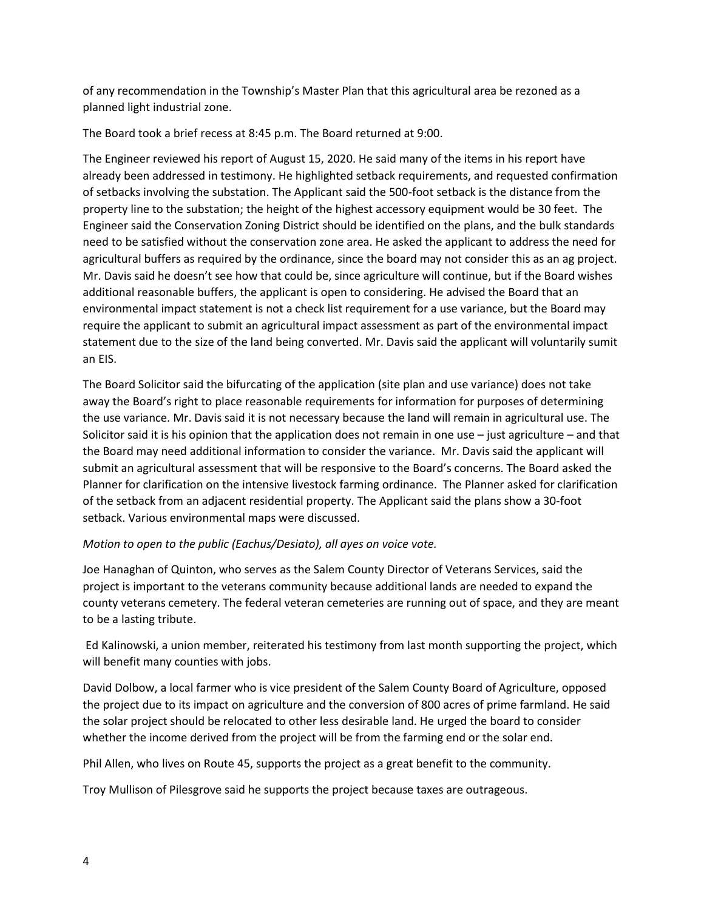of any recommendation in the Township's Master Plan that this agricultural area be rezoned as a planned light industrial zone.

The Board took a brief recess at 8:45 p.m. The Board returned at 9:00.

The Engineer reviewed his report of August 15, 2020. He said many of the items in his report have already been addressed in testimony. He highlighted setback requirements, and requested confirmation of setbacks involving the substation. The Applicant said the 500-foot setback is the distance from the property line to the substation; the height of the highest accessory equipment would be 30 feet. The Engineer said the Conservation Zoning District should be identified on the plans, and the bulk standards need to be satisfied without the conservation zone area. He asked the applicant to address the need for agricultural buffers as required by the ordinance, since the board may not consider this as an ag project. Mr. Davis said he doesn't see how that could be, since agriculture will continue, but if the Board wishes additional reasonable buffers, the applicant is open to considering. He advised the Board that an environmental impact statement is not a check list requirement for a use variance, but the Board may require the applicant to submit an agricultural impact assessment as part of the environmental impact statement due to the size of the land being converted. Mr. Davis said the applicant will voluntarily sumit an EIS.

The Board Solicitor said the bifurcating of the application (site plan and use variance) does not take away the Board's right to place reasonable requirements for information for purposes of determining the use variance. Mr. Davis said it is not necessary because the land will remain in agricultural use. The Solicitor said it is his opinion that the application does not remain in one use – just agriculture – and that the Board may need additional information to consider the variance. Mr. Davis said the applicant will submit an agricultural assessment that will be responsive to the Board's concerns. The Board asked the Planner for clarification on the intensive livestock farming ordinance. The Planner asked for clarification of the setback from an adjacent residential property. The Applicant said the plans show a 30-foot setback. Various environmental maps were discussed.

*Motion to open to the public (Eachus/Desiato), all ayes on voice vote.*

Joe Hanaghan of Quinton, who serves as the Salem County Director of Veterans Services, said the project is important to the veterans community because additional lands are needed to expand the county veterans cemetery. The federal veteran cemeteries are running out of space, and they are meant to be a lasting tribute.

Ed Kalinowski, a union member, reiterated his testimony from last month supporting the project, which will benefit many counties with jobs.

David Dolbow, a local farmer who is vice president of the Salem County Board of Agriculture, opposed the project due to its impact on agriculture and the conversion of 800 acres of prime farmland. He said the solar project should be relocated to other less desirable land. He urged the board to consider whether the income derived from the project will be from the farming end or the solar end.

Phil Allen, who lives on Route 45, supports the project as a great benefit to the community.

Troy Mullison of Pilesgrove said he supports the project because taxes are outrageous.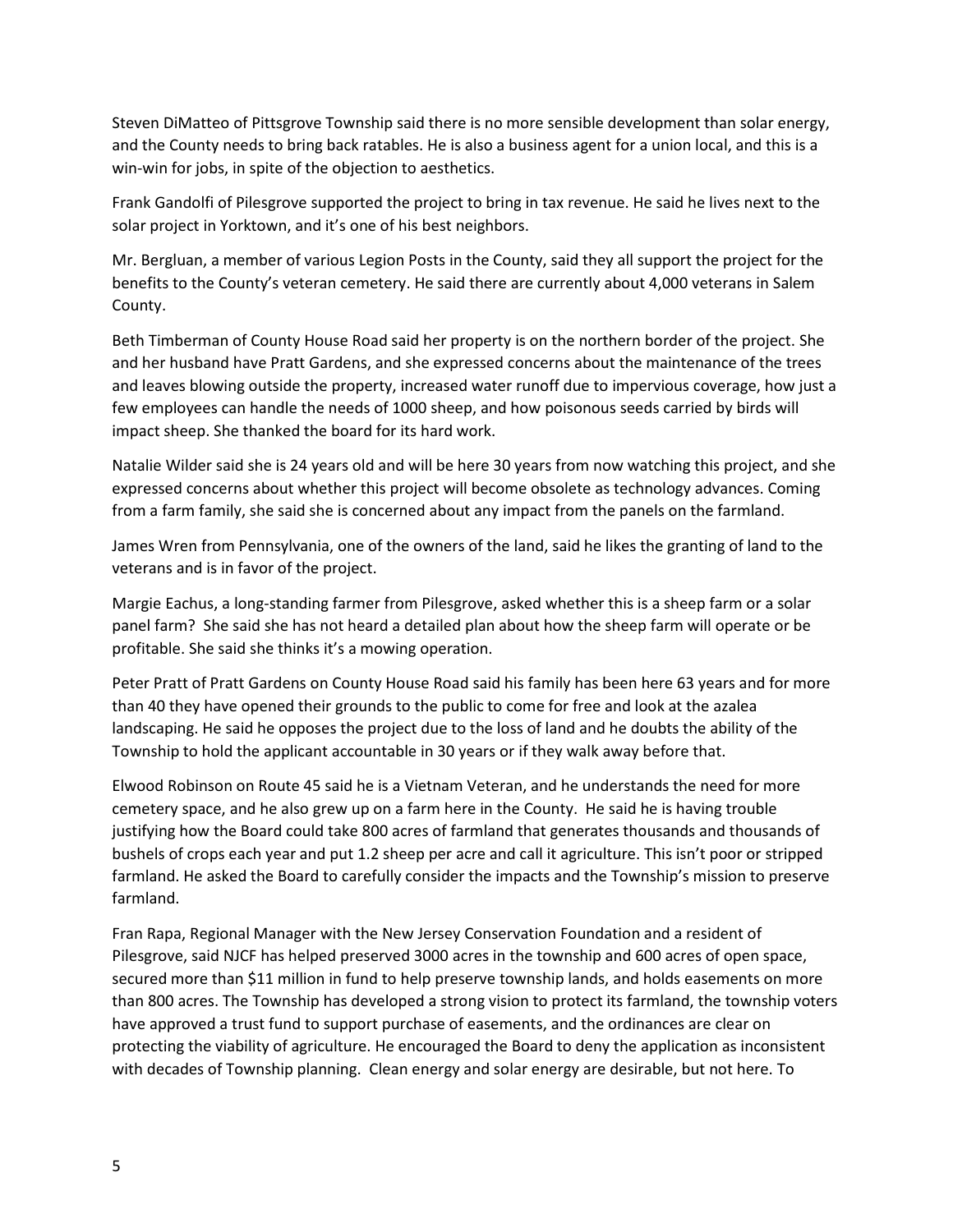Steven DiMatteo of Pittsgrove Township said there is no more sensible development than solar energy, and the County needs to bring back ratables. He is also a business agent for a union local, and this is a win-win for jobs, in spite of the objection to aesthetics.

Frank Gandolfi of Pilesgrove supported the project to bring in tax revenue. He said he lives next to the solar project in Yorktown, and it's one of his best neighbors.

Mr. Bergluan, a member of various Legion Posts in the County, said they all support the project for the benefits to the County's veteran cemetery. He said there are currently about 4,000 veterans in Salem County.

Beth Timberman of County House Road said her property is on the northern border of the project. She and her husband have Pratt Gardens, and she expressed concerns about the maintenance of the trees and leaves blowing outside the property, increased water runoff due to impervious coverage, how just a few employees can handle the needs of 1000 sheep, and how poisonous seeds carried by birds will impact sheep. She thanked the board for its hard work.

Natalie Wilder said she is 24 years old and will be here 30 years from now watching this project, and she expressed concerns about whether this project will become obsolete as technology advances. Coming from a farm family, she said she is concerned about any impact from the panels on the farmland.

James Wren from Pennsylvania, one of the owners of the land, said he likes the granting of land to the veterans and is in favor of the project.

Margie Eachus, a long-standing farmer from Pilesgrove, asked whether this is a sheep farm or a solar panel farm? She said she has not heard a detailed plan about how the sheep farm will operate or be profitable. She said she thinks it's a mowing operation.

Peter Pratt of Pratt Gardens on County House Road said his family has been here 63 years and for more than 40 they have opened their grounds to the public to come for free and look at the azalea landscaping. He said he opposes the project due to the loss of land and he doubts the ability of the Township to hold the applicant accountable in 30 years or if they walk away before that.

Elwood Robinson on Route 45 said he is a Vietnam Veteran, and he understands the need for more cemetery space, and he also grew up on a farm here in the County. He said he is having trouble justifying how the Board could take 800 acres of farmland that generates thousands and thousands of bushels of crops each year and put 1.2 sheep per acre and call it agriculture. This isn't poor or stripped farmland. He asked the Board to carefully consider the impacts and the Township's mission to preserve farmland.

Fran Rapa, Regional Manager with the New Jersey Conservation Foundation and a resident of Pilesgrove, said NJCF has helped preserved 3000 acres in the township and 600 acres of open space, secured more than $11 million in fund to help preserve township lands, and holds easements on more than 800 acres. The Township has developed a strong vision to protect its farmland, the township voters have approved a trust fund to support purchase of easements, and the ordinances are clear on protecting the viability of agriculture. He encouraged the Board to deny the application as inconsistent with decades of Township planning. Clean energy and solar energy are desirable, but not here. To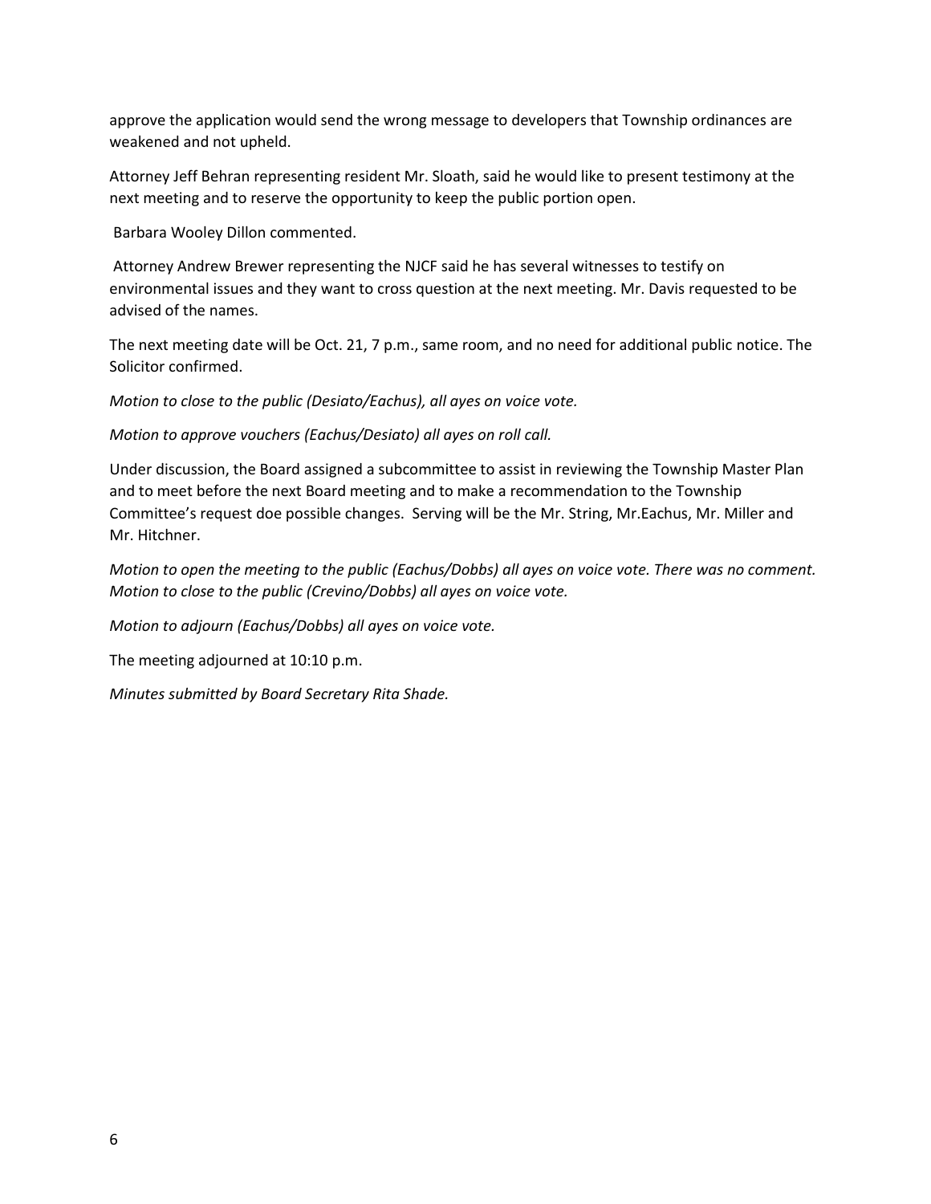approve the application would send the wrong message to developers that Township ordinances are weakened and not upheld.

Attorney Jeff Behran representing resident Mr. Sloath, said he would like to present testimony at the next meeting and to reserve the opportunity to keep the public portion open.

Barbara Wooley Dillon commented.

Attorney Andrew Brewer representing the NJCF said he has several witnesses to testify on environmental issues and they want to cross question at the next meeting. Mr. Davis requested to be advised of the names.

The next meeting date will be Oct. 21, 7 p.m., same room, and no need for additional public notice. The Solicitor confirmed.

*Motion to close to the public (Desiato/Eachus), all ayes on voice vote.*

*Motion to approve vouchers (Eachus/Desiato) all ayes on roll call.*

Under discussion, the Board assigned a subcommittee to assist in reviewing the Township Master Plan and to meet before the next Board meeting and to make a recommendation to the Township Committee's request doe possible changes. Serving will be the Mr. String, Mr.Eachus, Mr. Miller and Mr. Hitchner.

*Motion to open the meeting to the public (Eachus/Dobbs) all ayes on voice vote. There was no comment. Motion to close to the public (Crevino/Dobbs) all ayes on voice vote.*

*Motion to adjourn (Eachus/Dobbs) all ayes on voice vote.*

The meeting adjourned at 10:10 p.m.

*Minutes submitted by Board Secretary Rita Shade.*